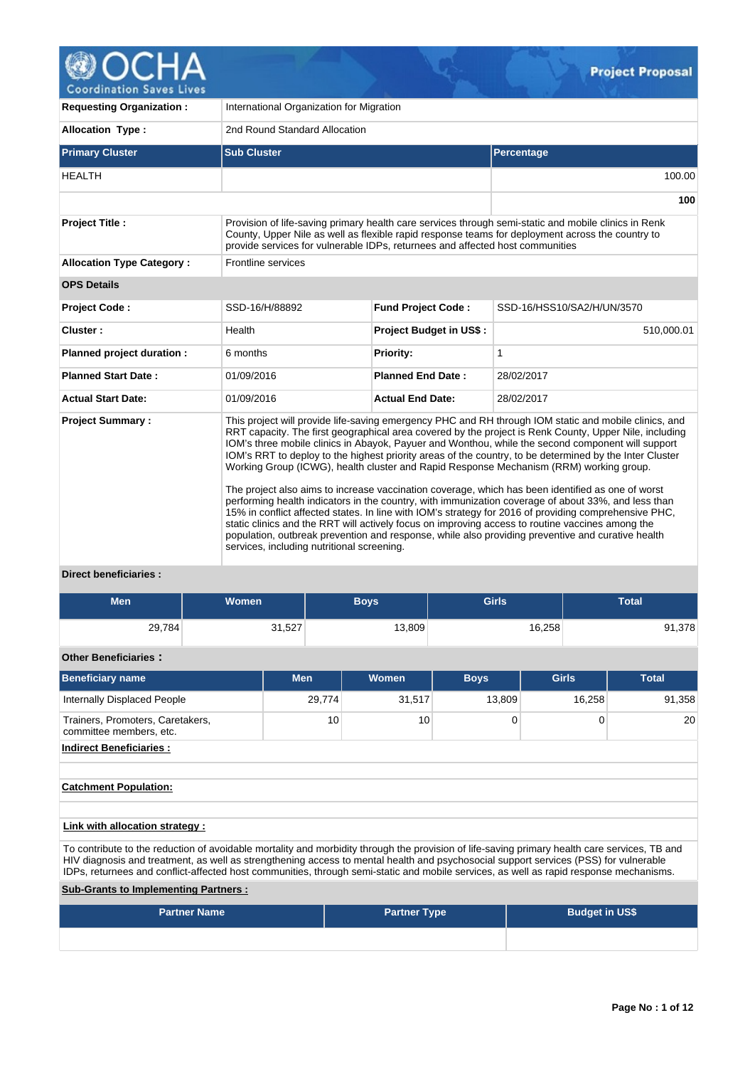# OCHA Coordination Saves Lives — Project Proposal

| | |
|---|---|
| **Requesting Organization :** | International Organization for Migration |
| **Allocation Type :** | 2nd Round Standard Allocation |

| Primary Cluster | Sub Cluster | Percentage |
|---|---|---|
| HEALTH | | 100.00 |
| | | **100** |

| | |
|---|---|
| **Project Title :** | Provision of life-saving primary health care services through semi-static and mobile clinics in Renk County, Upper Nile as well as flexible rapid response teams for deployment across the country to provide services for vulnerable IDPs, returnees and affected host communities |
| **Allocation Type Category :** | Frontline services |

**OPS Details**

| | | | |
|---|---|---|---|
| **Project Code :** | SSD-16/H/88892 | **Fund Project Code :** | SSD-16/HSS10/SA2/H/UN/3570 |
| **Cluster :** | Health | **Project Budget in US$ :** | 510,000.01 |
| **Planned project duration :** | 6 months | **Priority:** | 1 |
| **Planned Start Date :** | 01/09/2016 | **Planned End Date :** | 28/02/2017 |
| **Actual Start Date:** | 01/09/2016 | **Actual End Date:** | 28/02/2017 |

**Project Summary :**

This project will provide life-saving emergency PHC and RH through IOM static and mobile clinics, and RRT capacity. The first geographical area covered by the project is Renk County, Upper Nile, including IOM's three mobile clinics in Abayok, Payuer and Wonthou, while the second component will support IOM's RRT to deploy to the highest priority areas of the country, to be determined by the Inter Cluster Working Group (ICWG), health cluster and Rapid Response Mechanism (RRM) working group.

The project also aims to increase vaccination coverage, which has been identified as one of worst performing health indicators in the country, with immunization coverage of about 33%, and less than 15% in conflict affected states. In line with IOM's strategy for 2016 of providing comprehensive PHC, static clinics and the RRT will actively focus on improving access to routine vaccines among the population, outbreak prevention and response, while also providing preventive and curative health services, including nutritional screening.

**Direct beneficiaries :**

| Men | Women | Boys | Girls | Total |
|---|---|---|---|---|
| 29,784 | 31,527 | 13,809 | 16,258 | 91,378 |

**Other Beneficiaries :**

| Beneficiary name | Men | Women | Boys | Girls | Total |
|---|---|---|---|---|---|
| Internally Displaced People | 29,774 | 31,517 | 13,809 | 16,258 | 91,358 |
| Trainers, Promoters, Caretakers, committee members, etc. | 10 | 10 | 0 | 0 | 20 |

**Indirect Beneficiaries :**

**Catchment Population:**

**Link with allocation strategy :**

To contribute to the reduction of avoidable mortality and morbidity through the provision of life-saving primary health care services, TB and HIV diagnosis and treatment, as well as strengthening access to mental health and psychosocial support services (PSS) for vulnerable IDPs, returnees and conflict-affected host communities, through semi-static and mobile services, as well as rapid response mechanisms.

**Sub-Grants to Implementing Partners :**

| Partner Name | Partner Type | Budget in US$ |
|---|---|---|
| | | |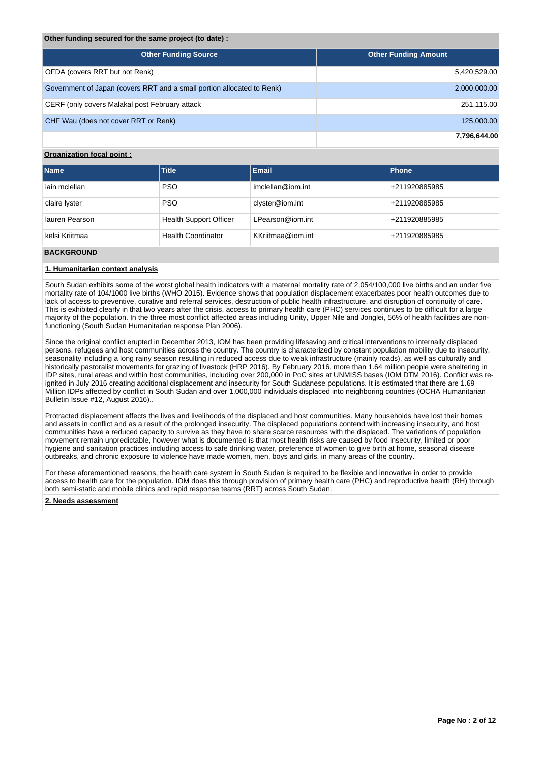**Other funding secured for the same project (to date) :**

| Other Funding Source | Other Funding Amount |
|---|---|
| OFDA (covers RRT but not Renk) | 5,420,529.00 |
| Government of Japan (covers RRT and a small portion allocated to Renk) | 2,000,000.00 |
| CERF (only covers Malakal post February attack | 251,115.00 |
| CHF Wau (does not cover RRT or Renk) | 125,000.00 |
| | **7,796,644.00** |

**Organization focal point :**

| Name | Title | Email | Phone |
|---|---|---|---|
| iain mclellan | PSO | imclellan@iom.int | +211920885985 |
| claire lyster | PSO | clyster@iom.int | +211920885985 |
| lauren Pearson | Health Support Officer | LPearson@iom.int | +211920885985 |
| kelsi Kriitmaa | Health Coordinator | KKriitmaa@iom.int | +211920885985 |

## BACKGROUND

### 1. Humanitarian context analysis

South Sudan exhibits some of the worst global health indicators with a maternal mortality rate of 2,054/100,000 live births and an under five mortality rate of 104/1000 live births (WHO 2015). Evidence shows that population displacement exacerbates poor health outcomes due to lack of access to preventive, curative and referral services, destruction of public health infrastructure, and disruption of continuity of care. This is exhibited clearly in that two years after the crisis, access to primary health care (PHC) services continues to be difficult for a large majority of the population. In the three most conflict affected areas including Unity, Upper Nile and Jonglei, 56% of health facilities are non-functioning (South Sudan Humanitarian response Plan 2006).

Since the original conflict erupted in December 2013, IOM has been providing lifesaving and critical interventions to internally displaced persons, refugees and host communities across the country. The country is characterized by constant population mobility due to insecurity, seasonality including a long rainy season resulting in reduced access due to weak infrastructure (mainly roads), as well as culturally and historically pastoralist movements for grazing of livestock (HRP 2016). By February 2016, more than 1.64 million people were sheltering in IDP sites, rural areas and within host communities, including over 200,000 in PoC sites at UNMISS bases (IOM DTM 2016). Conflict was re-ignited in July 2016 creating additional displacement and insecurity for South Sudanese populations. It is estimated that there are 1.69 Million IDPs affected by conflict in South Sudan and over 1,000,000 individuals displaced into neighboring countries (OCHA Humanitarian Bulletin Issue #12, August 2016)..

Protracted displacement affects the lives and livelihoods of the displaced and host communities. Many households have lost their homes and assets in conflict and as a result of the prolonged insecurity. The displaced populations contend with increasing insecurity, and host communities have a reduced capacity to survive as they have to share scarce resources with the displaced. The variations of population movement remain unpredictable, however what is documented is that most health risks are caused by food insecurity, limited or poor hygiene and sanitation practices including access to safe drinking water, preference of women to give birth at home, seasonal disease outbreaks, and chronic exposure to violence have made women, men, boys and girls, in many areas of the country.

For these aforementioned reasons, the health care system in South Sudan is required to be flexible and innovative in order to provide access to health care for the population. IOM does this through provision of primary health care (PHC) and reproductive health (RH) through both semi-static and mobile clinics and rapid response teams (RRT) across South Sudan.

### 2. Needs assessment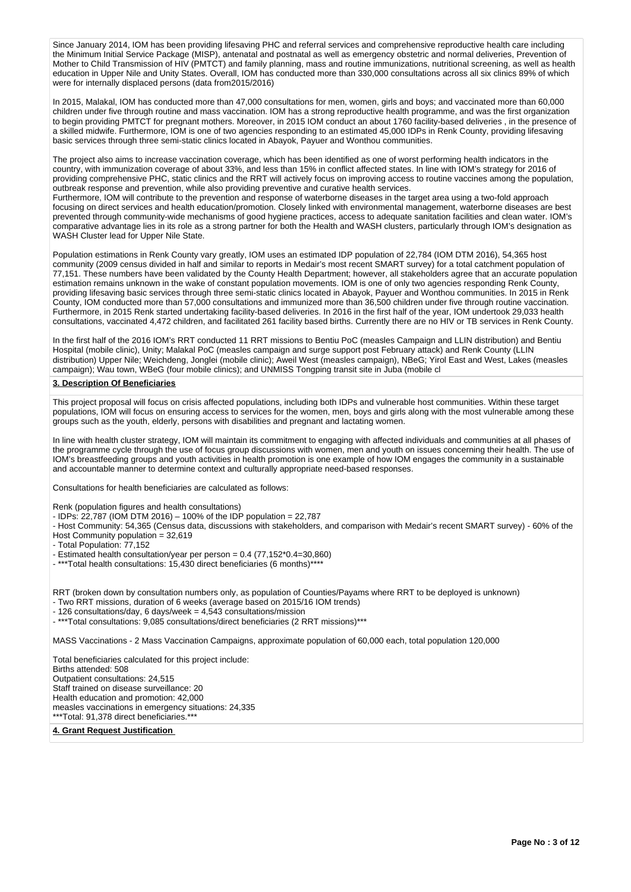Since January 2014, IOM has been providing lifesaving PHC and referral services and comprehensive reproductive health care including the Minimum Initial Service Package (MISP), antenatal and postnatal as well as emergency obstetric and normal deliveries, Prevention of Mother to Child Transmission of HIV (PMTCT) and family planning, mass and routine immunizations, nutritional screening, as well as health education in Upper Nile and Unity States. Overall, IOM has conducted more than 330,000 consultations across all six clinics 89% of which were for internally displaced persons (data from2015/2016)

In 2015, Malakal, IOM has conducted more than 47,000 consultations for men, women, girls and boys; and vaccinated more than 60,000 children under five through routine and mass vaccination. IOM has a strong reproductive health programme, and was the first organization to begin providing PMTCT for pregnant mothers. Moreover, in 2015 IOM conduct an about 1760 facility-based deliveries , in the presence of a skilled midwife. Furthermore, IOM is one of two agencies responding to an estimated 45,000 IDPs in Renk County, providing lifesaving basic services through three semi-static clinics located in Abayok, Payuer and Wonthou communities.

The project also aims to increase vaccination coverage, which has been identified as one of worst performing health indicators in the country, with immunization coverage of about 33%, and less than 15% in conflict affected states. In line with IOM's strategy for 2016 of providing comprehensive PHC, static clinics and the RRT will actively focus on improving access to routine vaccines among the population, outbreak response and prevention, while also providing preventive and curative health services.
Furthermore, IOM will contribute to the prevention and response of waterborne diseases in the target area using a two-fold approach focusing on direct services and health education/promotion. Closely linked with environmental management, waterborne diseases are best prevented through community-wide mechanisms of good hygiene practices, access to adequate sanitation facilities and clean water. IOM's comparative advantage lies in its role as a strong partner for both the Health and WASH clusters, particularly through IOM's designation as WASH Cluster lead for Upper Nile State.

Population estimations in Renk County vary greatly, IOM uses an estimated IDP population of 22,784 (IOM DTM 2016), 54,365 host community (2009 census divided in half and similar to reports in Medair's most recent SMART survey) for a total catchment population of 77,151. These numbers have been validated by the County Health Department; however, all stakeholders agree that an accurate population estimation remains unknown in the wake of constant population movements. IOM is one of only two agencies responding Renk County, providing lifesaving basic services through three semi-static clinics located in Abayok, Payuer and Wonthou communities. In 2015 in Renk County, IOM conducted more than 57,000 consultations and immunized more than 36,500 children under five through routine vaccination. Furthermore, in 2015 Renk started undertaking facility-based deliveries. In 2016 in the first half of the year, IOM undertook 29,033 health consultations, vaccinated 4,472 children, and facilitated 261 facility based births. Currently there are no HIV or TB services in Renk County.

In the first half of the 2016 IOM's RRT conducted 11 RRT missions to Bentiu PoC (measles Campaign and LLIN distribution) and Bentiu Hospital (mobile clinic), Unity; Malakal PoC (measles campaign and surge support post February attack) and Renk County (LLIN distribution) Upper Nile; Weichdeng, Jonglei (mobile clinic); Aweil West (measles campaign), NBeG; Yirol East and West, Lakes (measles campaign); Wau town, WBeG (four mobile clinics); and UNMISS Tongping transit site in Juba (mobile cl

**3. Description Of Beneficiaries**

This project proposal will focus on crisis affected populations, including both IDPs and vulnerable host communities. Within these target populations, IOM will focus on ensuring access to services for the women, men, boys and girls along with the most vulnerable among these groups such as the youth, elderly, persons with disabilities and pregnant and lactating women.

In line with health cluster strategy, IOM will maintain its commitment to engaging with affected individuals and communities at all phases of the programme cycle through the use of focus group discussions with women, men and youth on issues concerning their health. The use of IOM's breastfeeding groups and youth activities in health promotion is one example of how IOM engages the community in a sustainable and accountable manner to determine context and culturally appropriate need-based responses.

Consultations for health beneficiaries are calculated as follows:

Renk (population figures and health consultations)
- IDPs: 22,787 (IOM DTM 2016) – 100% of the IDP population = 22,787
- Host Community: 54,365 (Census data, discussions with stakeholders, and comparison with Medair's recent SMART survey) - 60% of the Host Community population = 32,619
- Total Population: 77,152
- Estimated health consultation/year per person = 0.4 (77,152*0.4=30,860)
- ***Total health consultations: 15,430 direct beneficiaries (6 months)****

RRT (broken down by consultation numbers only, as population of Counties/Payams where RRT to be deployed is unknown)
- Two RRT missions, duration of 6 weeks (average based on 2015/16 IOM trends)
- 126 consultations/day, 6 days/week = 4,543 consultations/mission
- ***Total consultations: 9,085 consultations/direct beneficiaries (2 RRT missions)***

MASS Vaccinations - 2 Mass Vaccination Campaigns, approximate population of 60,000 each, total population 120,000

Total beneficiaries calculated for this project include:
Births attended: 508
Outpatient consultations: 24,515
Staff trained on disease surveillance: 20
Health education and promotion: 42,000
measles vaccinations in emergency situations: 24,335
***Total: 91,378 direct beneficiaries.***

**4. Grant Request Justification**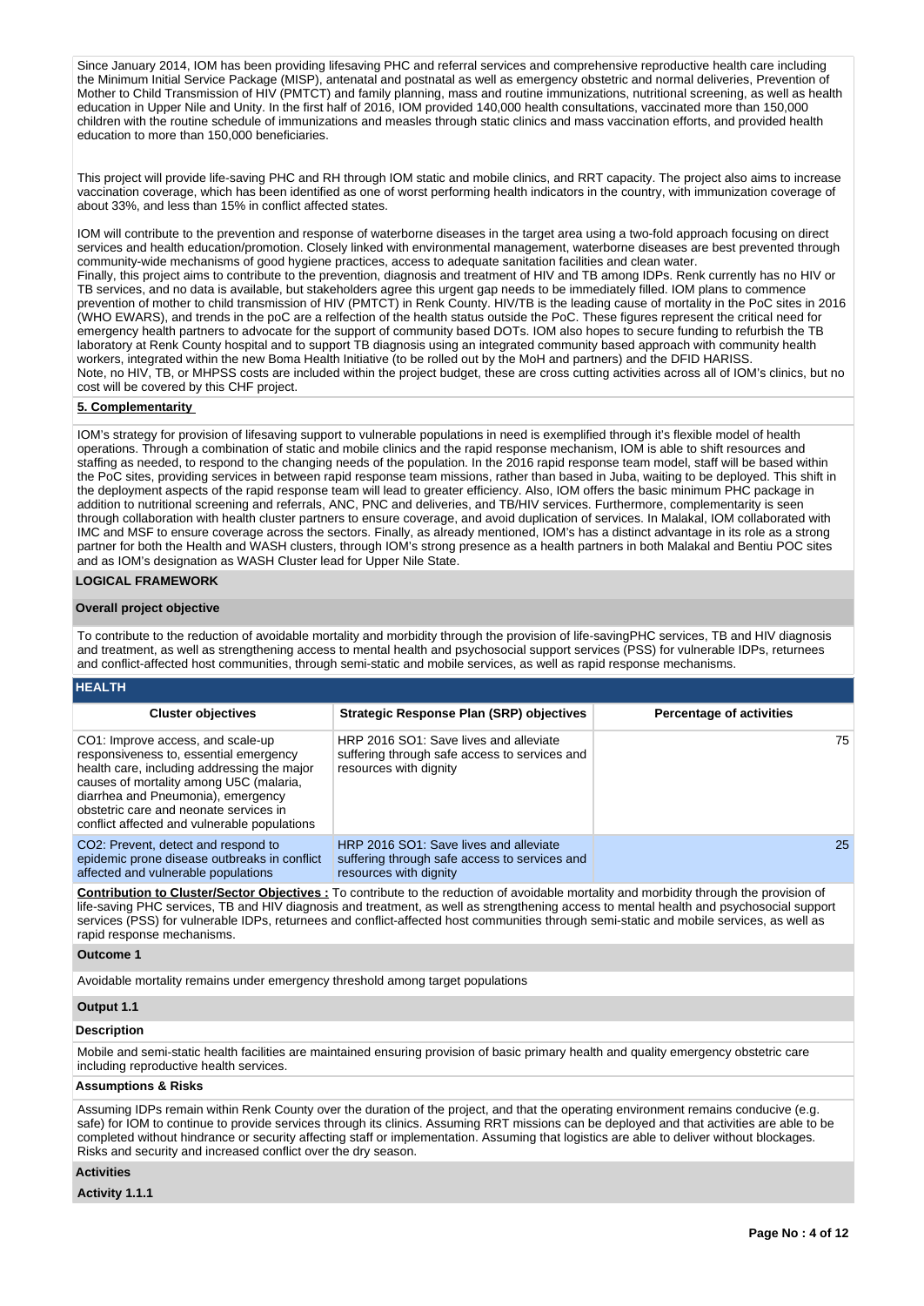Since January 2014, IOM has been providing lifesaving PHC and referral services and comprehensive reproductive health care including the Minimum Initial Service Package (MISP), antenatal and postnatal as well as emergency obstetric and normal deliveries, Prevention of Mother to Child Transmission of HIV (PMTCT) and family planning, mass and routine immunizations, nutritional screening, as well as health education in Upper Nile and Unity. In the first half of 2016, IOM provided 140,000 health consultations, vaccinated more than 150,000 children with the routine schedule of immunizations and measles through static clinics and mass vaccination efforts, and provided health education to more than 150,000 beneficiaries.

This project will provide life-saving PHC and RH through IOM static and mobile clinics, and RRT capacity. The project also aims to increase vaccination coverage, which has been identified as one of worst performing health indicators in the country, with immunization coverage of about 33%, and less than 15% in conflict affected states.

IOM will contribute to the prevention and response of waterborne diseases in the target area using a two-fold approach focusing on direct services and health education/promotion. Closely linked with environmental management, waterborne diseases are best prevented through community-wide mechanisms of good hygiene practices, access to adequate sanitation facilities and clean water.
Finally, this project aims to contribute to the prevention, diagnosis and treatment of HIV and TB among IDPs. Renk currently has no HIV or TB services, and no data is available, but stakeholders agree this urgent gap needs to be immediately filled. IOM plans to commence prevention of mother to child transmission of HIV (PMTCT) in Renk County. HIV/TB is the leading cause of mortality in the PoC sites in 2016 (WHO EWARS), and trends in the poC are a relfection of the health status outside the PoC. These figures represent the critical need for emergency health partners to advocate for the support of community based DOTs. IOM also hopes to secure funding to refurbish the TB laboratory at Renk County hospital and to support TB diagnosis using an integrated community based approach with community health workers, integrated within the new Boma Health Initiative (to be rolled out by the MoH and partners) and the DFID HARISS.
Note, no HIV, TB, or MHPSS costs are included within the project budget, these are cross cutting activities across all of IOM's clinics, but no cost will be covered by this CHF project.

**5. Complementarity**

IOM's strategy for provision of lifesaving support to vulnerable populations in need is exemplified through it's flexible model of health operations. Through a combination of static and mobile clinics and the rapid response mechanism, IOM is able to shift resources and staffing as needed, to respond to the changing needs of the population. In the 2016 rapid response team model, staff will be based within the PoC sites, providing services in between rapid response team missions, rather than based in Juba, waiting to be deployed. This shift in the deployment aspects of the rapid response team will lead to greater efficiency. Also, IOM offers the basic minimum PHC package in addition to nutritional screening and referrals, ANC, PNC and deliveries, and TB/HIV services. Furthermore, complementarity is seen through collaboration with health cluster partners to ensure coverage, and avoid duplication of services. In Malakal, IOM collaborated with IMC and MSF to ensure coverage across the sectors. Finally, as already mentioned, IOM's has a distinct advantage in its role as a strong partner for both the Health and WASH clusters, through IOM's strong presence as a health partners in both Malakal and Bentiu POC sites and as IOM's designation as WASH Cluster lead for Upper Nile State.

**LOGICAL FRAMEWORK**

**Overall project objective**

To contribute to the reduction of avoidable mortality and morbidity through the provision of life-savingPHC services, TB and HIV diagnosis and treatment, as well as strengthening access to mental health and psychosocial support services (PSS) for vulnerable IDPs, returnees and conflict-affected host communities, through semi-static and mobile services, as well as rapid response mechanisms.

**HEALTH**

| Cluster objectives | Strategic Response Plan (SRP) objectives | Percentage of activities |
|---|---|---|
| CO1: Improve access, and scale-up responsiveness to, essential emergency health care, including addressing the major causes of mortality among U5C (malaria, diarrhea and Pneumonia), emergency obstetric care and neonate services in conflict affected and vulnerable populations | HRP 2016 SO1: Save lives and alleviate suffering through safe access to services and resources with dignity | 75 |
| CO2: Prevent, detect and respond to epidemic prone disease outbreaks in conflict affected and vulnerable populations | HRP 2016 SO1: Save lives and alleviate suffering through safe access to services and resources with dignity | 25 |

**Contribution to Cluster/Sector Objectives :** To contribute to the reduction of avoidable mortality and morbidity through the provision of life-saving PHC services, TB and HIV diagnosis and treatment, as well as strengthening access to mental health and psychosocial support services (PSS) for vulnerable IDPs, returnees and conflict-affected host communities through semi-static and mobile services, as well as rapid response mechanisms.

**Outcome 1**

Avoidable mortality remains under emergency threshold among target populations

**Output 1.1**

**Description**

Mobile and semi-static health facilities are maintained ensuring provision of basic primary health and quality emergency obstetric care including reproductive health services.

**Assumptions & Risks**

Assuming IDPs remain within Renk County over the duration of the project, and that the operating environment remains conducive (e.g. safe) for IOM to continue to provide services through its clinics. Assuming RRT missions can be deployed and that activities are able to be completed without hindrance or security affecting staff or implementation. Assuming that logistics are able to deliver without blockages. Risks and security and increased conflict over the dry season.

**Activities**

**Activity 1.1.1**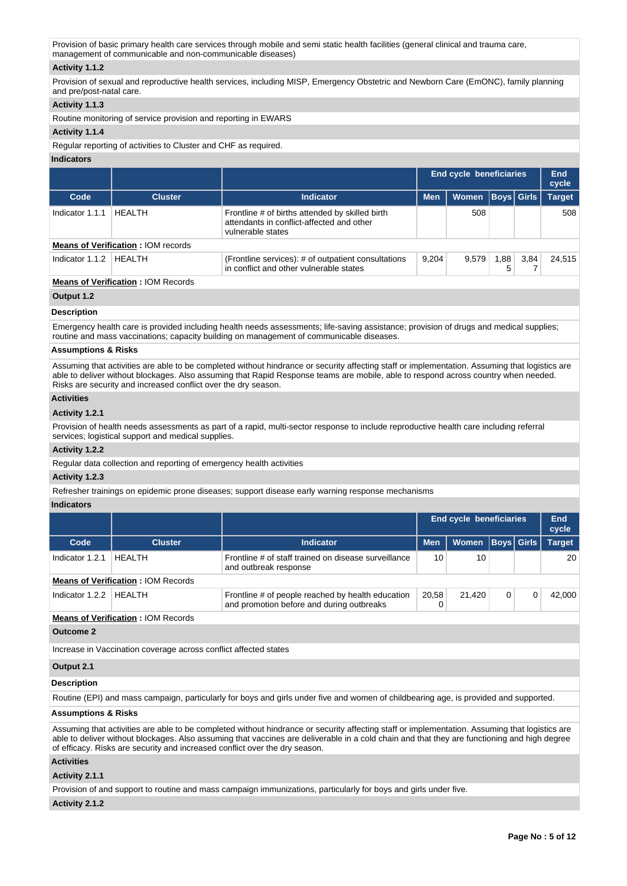Provision of basic primary health care services through mobile and semi static health facilities (general clinical and trauma care, management of communicable and non-communicable diseases)

**Activity 1.1.2**

Provision of sexual and reproductive health services, including MISP, Emergency Obstetric and Newborn Care (EmONC), family planning and pre/post-natal care.

**Activity 1.1.3**

Routine monitoring of service provision and reporting in EWARS

**Activity 1.1.4**

Regular reporting of activities to Cluster and CHF as required.

**Indicators**

| | | | End cycle beneficiaries | | | | End cycle |
|---|---|---|---|---|---|---|---|
| **Code** | **Cluster** | **Indicator** | **Men** | **Women** | **Boys** | **Girls** | **Target** |
| Indicator 1.1.1 | HEALTH | Frontline # of births attended by skilled birth attendants in conflict-affected and other vulnerable states | | 508 | | | 508 |
| **Means of Verification** : IOM records | | | | | | | |
| Indicator 1.1.2 | HEALTH | (Frontline services): # of outpatient consultations in conflict and other vulnerable states | 9,204 | 9,579 | 1,885 | 3,847 | 24,515 |
| **Means of Verification** : IOM Records | | | | | | | |

**Output 1.2**

**Description**

Emergency health care is provided including health needs assessments; life-saving assistance; provision of drugs and medical supplies; routine and mass vaccinations; capacity building on management of communicable diseases.

**Assumptions & Risks**

Assuming that activities are able to be completed without hindrance or security affecting staff or implementation. Assuming that logistics are able to deliver without blockages. Also assuming that Rapid Response teams are mobile, able to respond across country when needed. Risks are security and increased conflict over the dry season.

**Activities**

**Activity 1.2.1**

Provision of health needs assessments as part of a rapid, multi-sector response to include reproductive health care including referral services; logistical support and medical supplies.

**Activity 1.2.2**

Regular data collection and reporting of emergency health activities

**Activity 1.2.3**

Refresher trainings on epidemic prone diseases; support disease early warning response mechanisms

**Indicators**

| | | | End cycle beneficiaries | | | | End cycle |
|---|---|---|---|---|---|---|---|
| **Code** | **Cluster** | **Indicator** | **Men** | **Women** | **Boys** | **Girls** | **Target** |
| Indicator 1.2.1 | HEALTH | Frontline # of staff trained on disease surveillance and outbreak response | 10 | 10 | | | 20 |
| **Means of Verification** : IOM Records | | | | | | | |
| Indicator 1.2.2 | HEALTH | Frontline # of people reached by health education and promotion before and during outbreaks | 20,580 | 21,420 | 0 | 0 | 42,000 |
| **Means of Verification** : IOM Records | | | | | | | |

**Outcome 2**

Increase in Vaccination coverage across conflict affected states

**Output 2.1**

**Description**

Routine (EPI) and mass campaign, particularly for boys and girls under five and women of childbearing age, is provided and supported.

**Assumptions & Risks**

Assuming that activities are able to be completed without hindrance or security affecting staff or implementation. Assuming that logistics are able to deliver without blockages. Also assuming that vaccines are deliverable in a cold chain and that they are functioning and high degree of efficacy. Risks are security and increased conflict over the dry season.

**Activities**

**Activity 2.1.1**

Provision of and support to routine and mass campaign immunizations, particularly for boys and girls under five.

**Activity 2.1.2**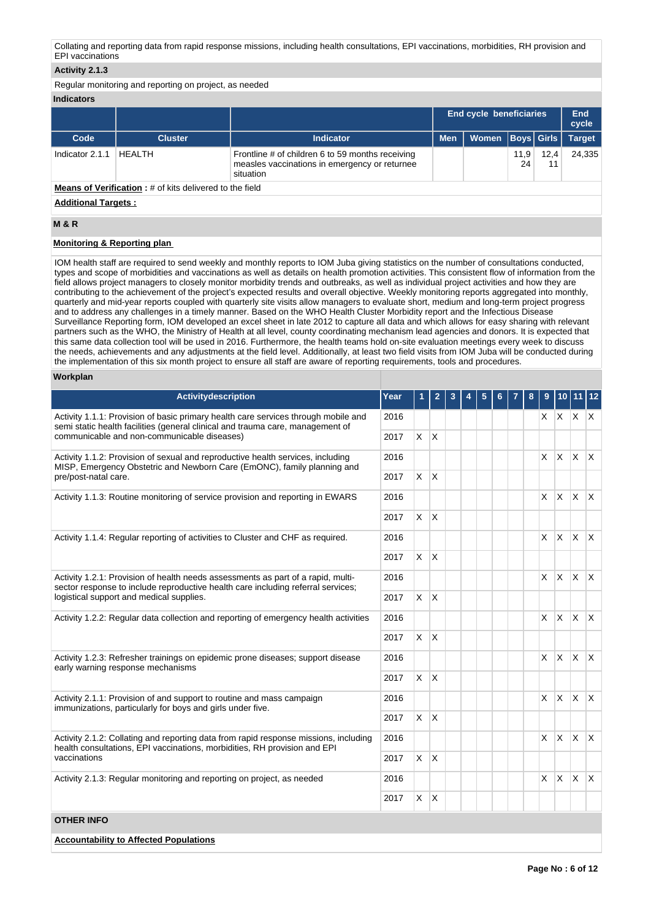Collating and reporting data from rapid response missions, including health consultations, EPI vaccinations, morbidities, RH provision and EPI vaccinations

**Activity 2.1.3**

Regular monitoring and reporting on project, as needed

**Indicators**

| | | | End cycle beneficiaries | | | | End cycle |
|---|---|---|---|---|---|---|---|
| **Code** | **Cluster** | **Indicator** | **Men** | **Women** | **Boys** | **Girls** | **Target** |
| Indicator 2.1.1 | HEALTH | Frontline # of children 6 to 59 months receiving measles vaccinations in emergency or returnee situation | | | 11,924 | 12,411 | 24,335 |

**Means of Verification :** # of kits delivered to the field

**Additional Targets :**

## M & R

**Monitoring & Reporting plan**

IOM health staff are required to send weekly and monthly reports to IOM Juba giving statistics on the number of consultations conducted, types and scope of morbidities and vaccinations as well as details on health promotion activities. This consistent flow of information from the field allows project managers to closely monitor morbidity trends and outbreaks, as well as individual project activities and how they are contributing to the achievement of the project's expected results and overall objective. Weekly monitoring reports aggregated into monthly, quarterly and mid-year reports coupled with quarterly site visits allow managers to evaluate short, medium and long-term project progress and to address any challenges in a timely manner. Based on the WHO Health Cluster Morbidity report and the Infectious Disease Surveillance Reporting form, IOM developed an excel sheet in late 2012 to capture all data and which allows for easy sharing with relevant partners such as the WHO, the Ministry of Health at all level, county coordinating mechanism lead agencies and donors. It is expected that this same data collection tool will be used in 2016. Furthermore, the health teams hold on-site evaluation meetings every week to discuss the needs, achievements and any adjustments at the field level. Additionally, at least two field visits from IOM Juba will be conducted during the implementation of this six month project to ensure all staff are aware of reporting requirements, tools and procedures.

**Workplan**

| Activitydescription | Year | 1 | 2 | 3 | 4 | 5 | 6 | 7 | 8 | 9 | 10 | 11 | 12 |
|---|---|---|---|---|---|---|---|---|---|---|---|---|---|
| Activity 1.1.1: Provision of basic primary health care services through mobile and semi static health facilities (general clinical and trauma care, management of communicable and non-communicable diseases) | 2016 | | | | | | | | | X | X | X | X |
| | 2017 | X | X | | | | | | | | | | |
| Activity 1.1.2: Provision of sexual and reproductive health services, including MISP, Emergency Obstetric and Newborn Care (EmONC), family planning and pre/post-natal care. | 2016 | | | | | | | | | X | X | X | X |
| | 2017 | X | X | | | | | | | | | | |
| Activity 1.1.3: Routine monitoring of service provision and reporting in EWARS | 2016 | | | | | | | | | X | X | X | X |
| | 2017 | X | X | | | | | | | | | | |
| Activity 1.1.4: Regular reporting of activities to Cluster and CHF as required. | 2016 | | | | | | | | | X | X | X | X |
| | 2017 | X | X | | | | | | | | | | |
| Activity 1.2.1: Provision of health needs assessments as part of a rapid, multi-sector response to include reproductive health care including referral services; logistical support and medical supplies. | 2016 | | | | | | | | | X | X | X | X |
| | 2017 | X | X | | | | | | | | | | |
| Activity 1.2.2: Regular data collection and reporting of emergency health activities | 2016 | | | | | | | | | X | X | X | X |
| | 2017 | X | X | | | | | | | | | | |
| Activity 1.2.3: Refresher trainings on epidemic prone diseases; support disease early warning response mechanisms | 2016 | | | | | | | | | X | X | X | X |
| | 2017 | X | X | | | | | | | | | | |
| Activity 2.1.1: Provision of and support to routine and mass campaign immunizations, particularly for boys and girls under five. | 2016 | | | | | | | | | X | X | X | X |
| | 2017 | X | X | | | | | | | | | | |
| Activity 2.1.2: Collating and reporting data from rapid response missions, including health consultations, EPI vaccinations, morbidities, RH provision and EPI vaccinations | 2016 | | | | | | | | | X | X | X | X |
| | 2017 | X | X | | | | | | | | | | |
| Activity 2.1.3: Regular monitoring and reporting on project, as needed | 2016 | | | | | | | | | X | X | X | X |
| | 2017 | X | X | | | | | | | | | | |

## OTHER INFO

**Accountability to Affected Populations**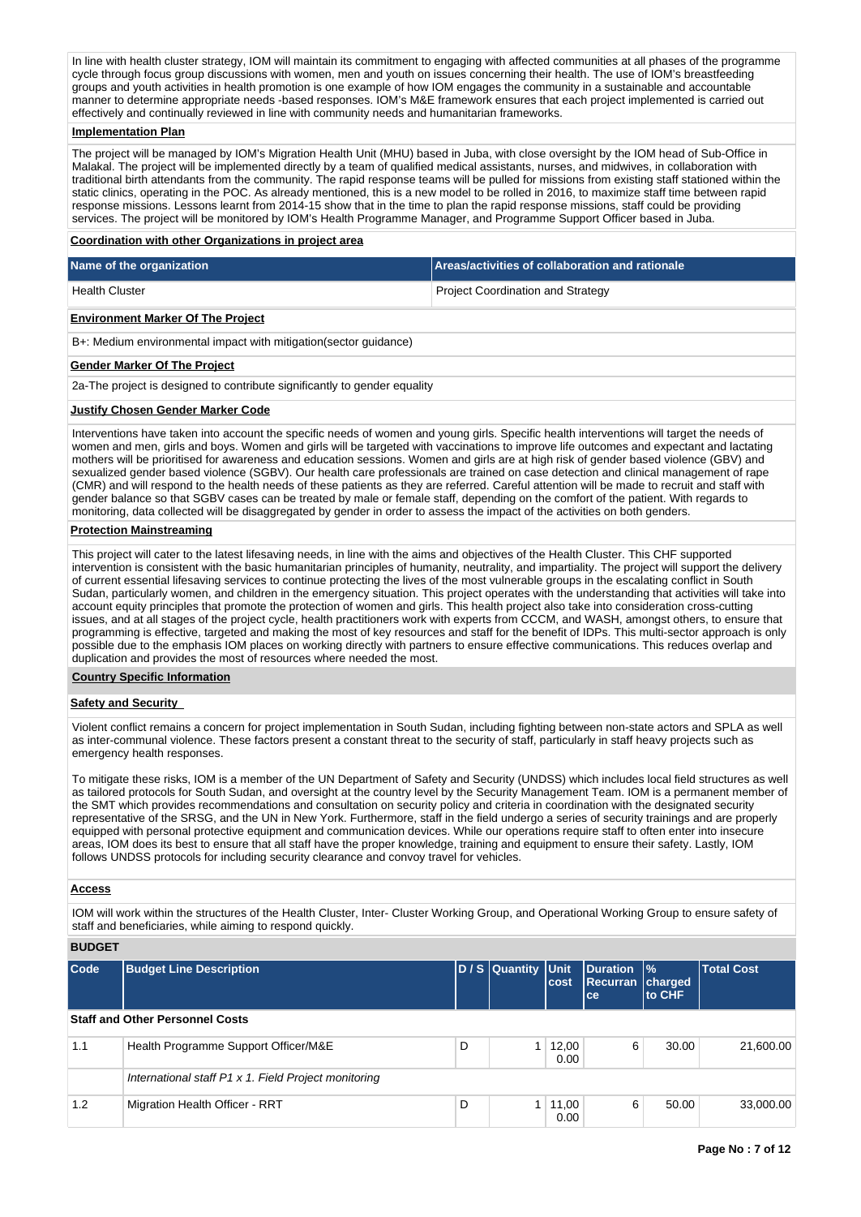In line with health cluster strategy, IOM will maintain its commitment to engaging with affected communities at all phases of the programme cycle through focus group discussions with women, men and youth on issues concerning their health. The use of IOM's breastfeeding groups and youth activities in health promotion is one example of how IOM engages the community in a sustainable and accountable manner to determine appropriate needs -based responses. IOM's M&E framework ensures that each project implemented is carried out effectively and continually reviewed in line with community needs and humanitarian frameworks.

**Implementation Plan**

The project will be managed by IOM's Migration Health Unit (MHU) based in Juba, with close oversight by the IOM head of Sub-Office in Malakal. The project will be implemented directly by a team of qualified medical assistants, nurses, and midwives, in collaboration with traditional birth attendants from the community. The rapid response teams will be pulled for missions from existing staff stationed within the static clinics, operating in the POC. As already mentioned, this is a new model to be rolled in 2016, to maximize staff time between rapid response missions. Lessons learnt from 2014-15 show that in the time to plan the rapid response missions, staff could be providing services. The project will be monitored by IOM's Health Programme Manager, and Programme Support Officer based in Juba.

**Coordination with other Organizations in project area**

| Name of the organization | Areas/activities of collaboration and rationale |
|---|---|
| Health Cluster | Project Coordination and Strategy |

**Environment Marker Of The Project**

B+: Medium environmental impact with mitigation(sector guidance)

**Gender Marker Of The Project**

2a-The project is designed to contribute significantly to gender equality

**Justify Chosen Gender Marker Code**

Interventions have taken into account the specific needs of women and young girls. Specific health interventions will target the needs of women and men, girls and boys. Women and girls will be targeted with vaccinations to improve life outcomes and expectant and lactating mothers will be prioritised for awareness and education sessions. Women and girls are at high risk of gender based violence (GBV) and sexualized gender based violence (SGBV). Our health care professionals are trained on case detection and clinical management of rape (CMR) and will respond to the health needs of these patients as they are referred. Careful attention will be made to recruit and staff with gender balance so that SGBV cases can be treated by male or female staff, depending on the comfort of the patient. With regards to monitoring, data collected will be disaggregated by gender in order to assess the impact of the activities on both genders.

**Protection Mainstreaming**

This project will cater to the latest lifesaving needs, in line with the aims and objectives of the Health Cluster. This CHF supported intervention is consistent with the basic humanitarian principles of humanity, neutrality, and impartiality. The project will support the delivery of current essential lifesaving services to continue protecting the lives of the most vulnerable groups in the escalating conflict in South Sudan, particularly women, and children in the emergency situation. This project operates with the understanding that activities will take into account equity principles that promote the protection of women and girls. This health project also take into consideration cross-cutting issues, and at all stages of the project cycle, health practitioners work with experts from CCCM, and WASH, amongst others, to ensure that programming is effective, targeted and making the most of key resources and staff for the benefit of IDPs. This multi-sector approach is only possible due to the emphasis IOM places on working directly with partners to ensure effective communications. This reduces overlap and duplication and provides the most of resources where needed the most.

**Country Specific Information**

**Safety and Security**

Violent conflict remains a concern for project implementation in South Sudan, including fighting between non-state actors and SPLA as well as inter-communal violence. These factors present a constant threat to the security of staff, particularly in staff heavy projects such as emergency health responses.

To mitigate these risks, IOM is a member of the UN Department of Safety and Security (UNDSS) which includes local field structures as well as tailored protocols for South Sudan, and oversight at the country level by the Security Management Team. IOM is a permanent member of the SMT which provides recommendations and consultation on security policy and criteria in coordination with the designated security representative of the SRSG, and the UN in New York. Furthermore, staff in the field undergo a series of security trainings and are properly equipped with personal protective equipment and communication devices. While our operations require staff to often enter into insecure areas, IOM does its best to ensure that all staff have the proper knowledge, training and equipment to ensure their safety. Lastly, IOM follows UNDSS protocols for including security clearance and convoy travel for vehicles.

**Access**

IOM will work within the structures of the Health Cluster, Inter- Cluster Working Group, and Operational Working Group to ensure safety of staff and beneficiaries, while aiming to respond quickly.

**BUDGET**

| Code | Budget Line Description | D / S | Quantity | Unit cost | Duration Recurrance | % charged to CHF | Total Cost |
|---|---|---|---|---|---|---|---|
| **Staff and Other Personnel Costs** | | | | | | | |
| 1.1 | Health Programme Support Officer/M&E | D | 1 | 12,000.00 | 6 | 30.00 | 21,600.00 |
| | *International staff P1 x 1. Field Project monitoring* | | | | | | |
| 1.2 | Migration Health Officer - RRT | D | 1 | 11,000.00 | 6 | 50.00 | 33,000.00 |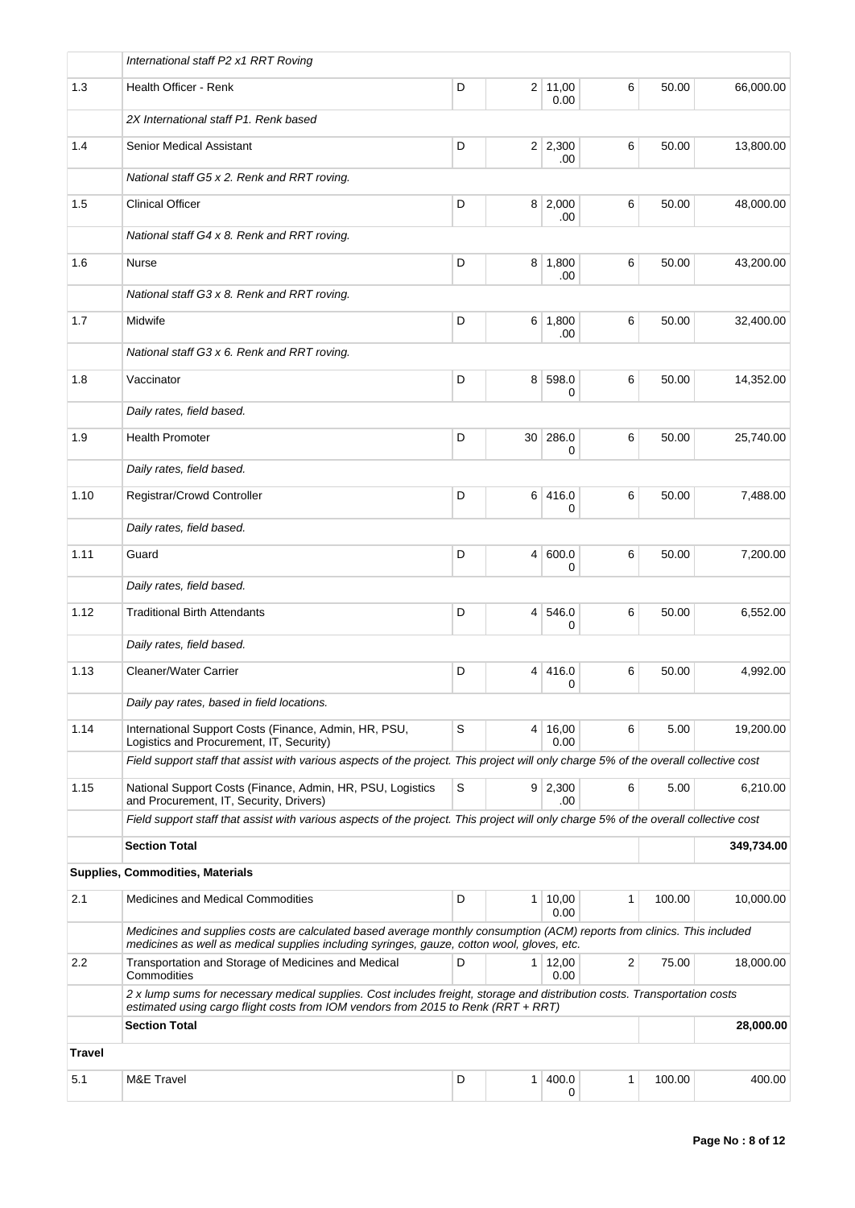| | | | | | | | |
|---|---|---|---|---|---|---|---|
| | *International staff P2 x1 RRT Roving* | | | | | | |
| 1.3 | Health Officer - Renk | D | 2 | 11,000.00 | 6 | 50.00 | 66,000.00 |
| | *2X International staff P1. Renk based* | | | | | | |
| 1.4 | Senior Medical Assistant | D | 2 | 2,300.00 | 6 | 50.00 | 13,800.00 |
| | *National staff G5 x 2. Renk and RRT roving.* | | | | | | |
| 1.5 | Clinical Officer | D | 8 | 2,000.00 | 6 | 50.00 | 48,000.00 |
| | *National staff G4 x 8. Renk and RRT roving.* | | | | | | |
| 1.6 | Nurse | D | 8 | 1,800.00 | 6 | 50.00 | 43,200.00 |
| | *National staff G3 x 8. Renk and RRT roving.* | | | | | | |
| 1.7 | Midwife | D | 6 | 1,800.00 | 6 | 50.00 | 32,400.00 |
| | *National staff G3 x 6. Renk and RRT roving.* | | | | | | |
| 1.8 | Vaccinator | D | 8 | 598.00 | 6 | 50.00 | 14,352.00 |
| | *Daily rates, field based.* | | | | | | |
| 1.9 | Health Promoter | D | 30 | 286.00 | 6 | 50.00 | 25,740.00 |
| | *Daily rates, field based.* | | | | | | |
| 1.10 | Registrar/Crowd Controller | D | 6 | 416.00 | 6 | 50.00 | 7,488.00 |
| | *Daily rates, field based.* | | | | | | |
| 1.11 | Guard | D | 4 | 600.00 | 6 | 50.00 | 7,200.00 |
| | *Daily rates, field based.* | | | | | | |
| 1.12 | Traditional Birth Attendants | D | 4 | 546.00 | 6 | 50.00 | 6,552.00 |
| | *Daily rates, field based.* | | | | | | |
| 1.13 | Cleaner/Water Carrier | D | 4 | 416.00 | 6 | 50.00 | 4,992.00 |
| | *Daily pay rates, based in field locations.* | | | | | | |
| 1.14 | International Support Costs (Finance, Admin, HR, PSU, Logistics and Procurement, IT, Security) | S | 4 | 16,000.00 | 6 | 5.00 | 19,200.00 |
| | *Field support staff that assist with various aspects of the project. This project will only charge 5% of the overall collective cost* | | | | | | |
| 1.15 | National Support Costs (Finance, Admin, HR, PSU, Logistics and Procurement, IT, Security, Drivers) | S | 9 | 2,300.00 | 6 | 5.00 | 6,210.00 |
| | *Field support staff that assist with various aspects of the project. This project will only charge 5% of the overall collective cost* | | | | | | |
| | **Section Total** | | | | | | **349,734.00** |
| **Supplies, Commodities, Materials** | | | | | | | |
| 2.1 | Medicines and Medical Commodities | D | 1 | 10,000.00 | 1 | 100.00 | 10,000.00 |
| | *Medicines and supplies costs are calculated based average monthly consumption (ACM) reports from clinics. This included medicines as well as medical supplies including syringes, gauze, cotton wool, gloves, etc.* | | | | | | |
| 2.2 | Transportation and Storage of Medicines and Medical Commodities | D | 1 | 12,000.00 | 2 | 75.00 | 18,000.00 |
| | *2 x lump sums for necessary medical supplies. Cost includes freight, storage and distribution costs. Transportation costs estimated using cargo flight costs from IOM vendors from 2015 to Renk (RRT + RRT)* | | | | | | |
| | **Section Total** | | | | | | **28,000.00** |
| **Travel** | | | | | | | |
| 5.1 | M&E Travel | D | 1 | 400.00 | 1 | 100.00 | 400.00 |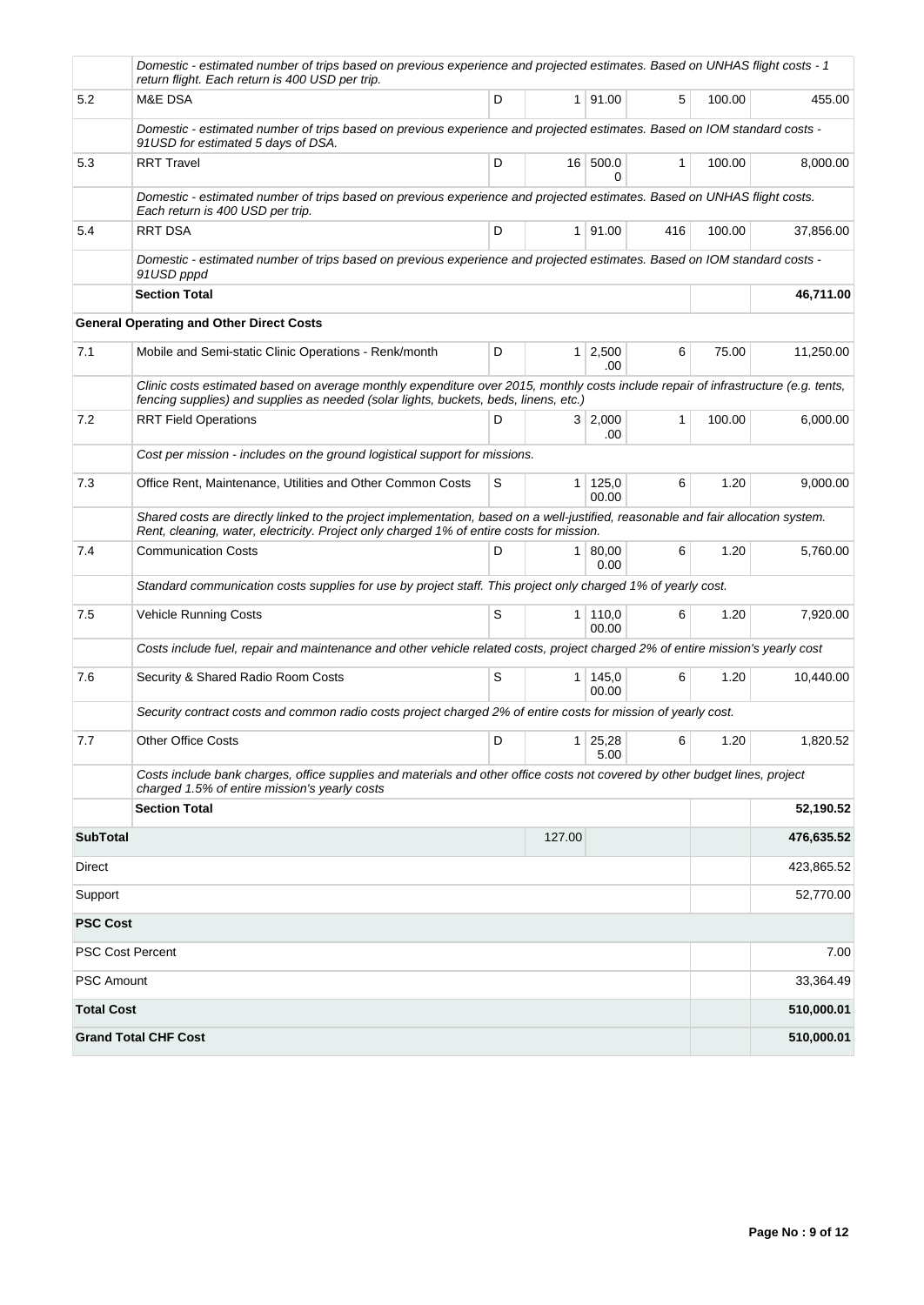| | | | | | | | |
|---|---|---|---|---|---|---|---|
| | *Domestic - estimated number of trips based on previous experience and projected estimates. Based on UNHAS flight costs - 1 return flight. Each return is 400 USD per trip.* | | | | | | |
| 5.2 | M&E DSA | D | 1 | 91.00 | 5 | 100.00 | 455.00 |
| | *Domestic - estimated number of trips based on previous experience and projected estimates. Based on IOM standard costs - 91USD for estimated 5 days of DSA.* | | | | | | |
| 5.3 | RRT Travel | D | 16 | 500.00 | 1 | 100.00 | 8,000.00 |
| | *Domestic - estimated number of trips based on previous experience and projected estimates. Based on UNHAS flight costs. Each return is 400 USD per trip.* | | | | | | |
| 5.4 | RRT DSA | D | 1 | 91.00 | 416 | 100.00 | 37,856.00 |
| | *Domestic - estimated number of trips based on previous experience and projected estimates. Based on IOM standard costs - 91USD pppd* | | | | | | |
| | **Section Total** | | | | | | **46,711.00** |
| | **General Operating and Other Direct Costs** | | | | | | |
| 7.1 | Mobile and Semi-static Clinic Operations - Renk/month | D | 1 | 2,500.00 | 6 | 75.00 | 11,250.00 |
| | *Clinic costs estimated based on average monthly expenditure over 2015, monthly costs include repair of infrastructure (e.g. tents, fencing supplies) and supplies as needed (solar lights, buckets, beds, linens, etc.)* | | | | | | |
| 7.2 | RRT Field Operations | D | 3 | 2,000.00 | 1 | 100.00 | 6,000.00 |
| | *Cost per mission - includes on the ground logistical support for missions.* | | | | | | |
| 7.3 | Office Rent, Maintenance, Utilities and Other Common Costs | S | 1 | 125,000.00 | 6 | 1.20 | 9,000.00 |
| | *Shared costs are directly linked to the project implementation, based on a well-justified, reasonable and fair allocation system. Rent, cleaning, water, electricity. Project only charged 1% of entire costs for mission.* | | | | | | |
| 7.4 | Communication Costs | D | 1 | 80,000.00 | 6 | 1.20 | 5,760.00 |
| | *Standard communication costs supplies for use by project staff. This project only charged 1% of yearly cost.* | | | | | | |
| 7.5 | Vehicle Running Costs | S | 1 | 110,000.00 | 6 | 1.20 | 7,920.00 |
| | *Costs include fuel, repair and maintenance and other vehicle related costs, project charged 2% of entire mission's yearly cost* | | | | | | |
| 7.6 | Security & Shared Radio Room Costs | S | 1 | 145,000.00 | 6 | 1.20 | 10,440.00 |
| | *Security contract costs and common radio costs project charged 2% of entire costs for mission of yearly cost.* | | | | | | |
| 7.7 | Other Office Costs | D | 1 | 25,285.00 | 6 | 1.20 | 1,820.52 |
| | *Costs include bank charges, office supplies and materials and other office costs not covered by other budget lines, project charged 1.5% of entire mission's yearly costs* | | | | | | |
| | **Section Total** | | | | | | **52,190.52** |
| **SubTotal** | | | 127.00 | | | | **476,635.52** |
| Direct | | | | | | | 423,865.52 |
| Support | | | | | | | 52,770.00 |
| **PSC Cost** | | | | | | | |
| PSC Cost Percent | | | | | | | 7.00 |
| PSC Amount | | | | | | | 33,364.49 |
| **Total Cost** | | | | | | | **510,000.01** |
| **Grand Total CHF Cost** | | | | | | | **510,000.01** |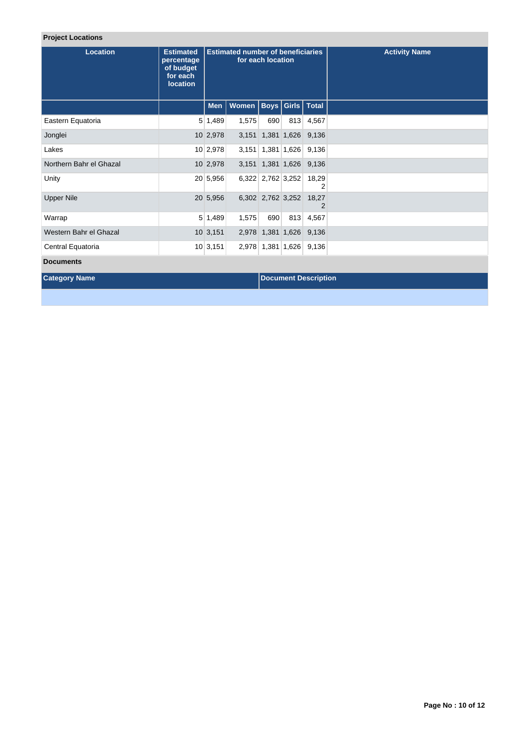**Project Locations**

| Location | Estimated percentage of budget for each location | Estimated number of beneficiaries for each location | | | | | Activity Name |
|---|---|---|---|---|---|---|---|
| | | Men | Women | Boys | Girls | Total | |
| Eastern Equatoria | 5 | 1,489 | 1,575 | 690 | 813 | 4,567 | |
| Jonglei | 10 | 2,978 | 3,151 | 1,381 | 1,626 | 9,136 | |
| Lakes | 10 | 2,978 | 3,151 | 1,381 | 1,626 | 9,136 | |
| Northern Bahr el Ghazal | 10 | 2,978 | 3,151 | 1,381 | 1,626 | 9,136 | |
| Unity | 20 | 5,956 | 6,322 | 2,762 | 3,252 | 18,292 | |
| Upper Nile | 20 | 5,956 | 6,302 | 2,762 | 3,252 | 18,272 | |
| Warrap | 5 | 1,489 | 1,575 | 690 | 813 | 4,567 | |
| Western Bahr el Ghazal | 10 | 3,151 | 2,978 | 1,381 | 1,626 | 9,136 | |
| Central Equatoria | 10 | 3,151 | 2,978 | 1,381 | 1,626 | 9,136 | |

**Documents**

| Category Name | Document Description |
|---|---|
| | |